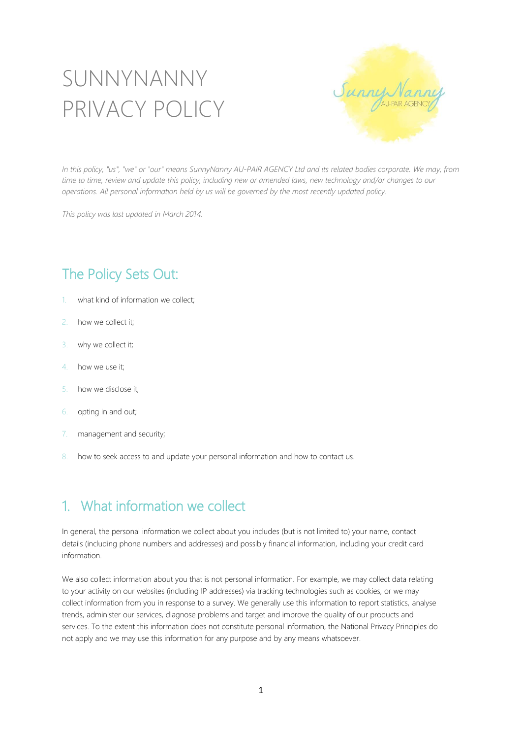# SUNNYNANNY PRIVACY POLICY

*In this policy, "us", "we" or "our" means SunnyNanny AU-PAIR AGENCY Ltd and its related bodies corporate. We may, from time to time, review and update this policy, including new or amended laws, new technology and/or changes to our operations. All personal information held by us will be governed by the most recently updated policy.*

*This policy was last updated in March 2014.*

## The Policy Sets Out:

1. what kind of information we collect;
2. how we collect it;
3. why we collect it;
4. how we use it;
5. how we disclose it;
6. opting in and out;
7. management and security;
8. how to seek access to and update your personal information and how to contact us.

## 1. What information we collect

In general, the personal information we collect about you includes (but is not limited to) your name, contact details (including phone numbers and addresses) and possibly financial information, including your credit card information.

We also collect information about you that is not personal information. For example, we may collect data relating to your activity on our websites (including IP addresses) via tracking technologies such as cookies, or we may collect information from you in response to a survey. We generally use this information to report statistics, analyse trends, administer our services, diagnose problems and target and improve the quality of our products and services. To the extent this information does not constitute personal information, the National Privacy Principles do not apply and we may use this information for any purpose and by any means whatsoever.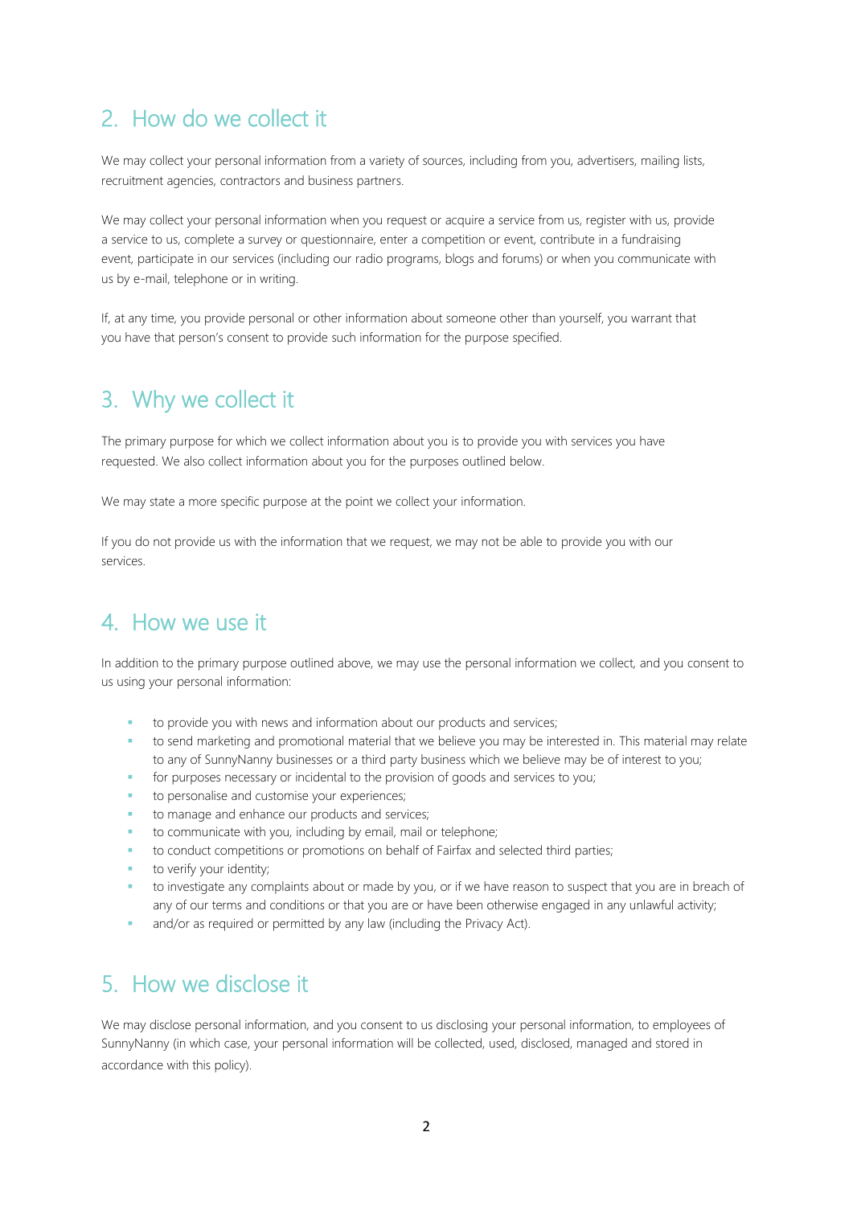## 2. How do we collect it

We may collect your personal information from a variety of sources, including from you, advertisers, mailing lists, recruitment agencies, contractors and business partners.

We may collect your personal information when you request or acquire a service from us, register with us, provide a service to us, complete a survey or questionnaire, enter a competition or event, contribute in a fundraising event, participate in our services (including our radio programs, blogs and forums) or when you communicate with us by e-mail, telephone or in writing.

If, at any time, you provide personal or other information about someone other than yourself, you warrant that you have that person's consent to provide such information for the purpose specified.

## 3. Why we collect it

The primary purpose for which we collect information about you is to provide you with services you have requested. We also collect information about you for the purposes outlined below.

We may state a more specific purpose at the point we collect your information.

If you do not provide us with the information that we request, we may not be able to provide you with our services.

## 4. How we use it

In addition to the primary purpose outlined above, we may use the personal information we collect, and you consent to us using your personal information:

- to provide you with news and information about our products and services;
- to send marketing and promotional material that we believe you may be interested in. This material may relate to any of SunnyNanny businesses or a third party business which we believe may be of interest to you;
- for purposes necessary or incidental to the provision of goods and services to you;
- to personalise and customise your experiences;
- to manage and enhance our products and services;
- to communicate with you, including by email, mail or telephone;
- to conduct competitions or promotions on behalf of Fairfax and selected third parties;
- to verify your identity;
- to investigate any complaints about or made by you, or if we have reason to suspect that you are in breach of any of our terms and conditions or that you are or have been otherwise engaged in any unlawful activity;
- and/or as required or permitted by any law (including the Privacy Act).

## 5. How we disclose it

We may disclose personal information, and you consent to us disclosing your personal information, to employees of SunnyNanny (in which case, your personal information will be collected, used, disclosed, managed and stored in accordance with this policy).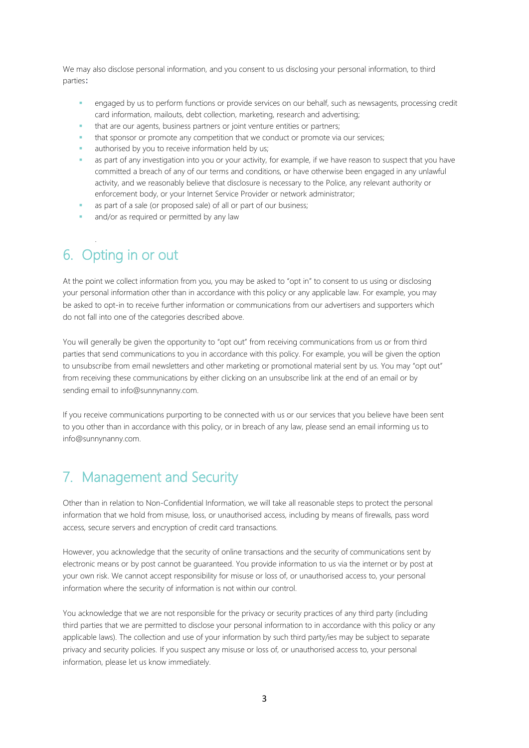We may also disclose personal information, and you consent to us disclosing your personal information, to third parties:

- engaged by us to perform functions or provide services on our behalf, such as newsagents, processing credit card information, mailouts, debt collection, marketing, research and advertising;
- that are our agents, business partners or joint venture entities or partners;
- that sponsor or promote any competition that we conduct or promote via our services;
- authorised by you to receive information held by us;
- as part of any investigation into you or your activity, for example, if we have reason to suspect that you have committed a breach of any of our terms and conditions, or have otherwise been engaged in any unlawful activity, and we reasonably believe that disclosure is necessary to the Police, any relevant authority or enforcement body, or your Internet Service Provider or network administrator;
- as part of a sale (or proposed sale) of all or part of our business;
- and/or as required or permitted by any law

## 6. Opting in or out

At the point we collect information from you, you may be asked to "opt in" to consent to us using or disclosing your personal information other than in accordance with this policy or any applicable law. For example, you may be asked to opt-in to receive further information or communications from our advertisers and supporters which do not fall into one of the categories described above.

You will generally be given the opportunity to "opt out" from receiving communications from us or from third parties that send communications to you in accordance with this policy. For example, you will be given the option to unsubscribe from email newsletters and other marketing or promotional material sent by us. You may "opt out" from receiving these communications by either clicking on an unsubscribe link at the end of an email or by sending email to info@sunnynanny.com.

If you receive communications purporting to be connected with us or our services that you believe have been sent to you other than in accordance with this policy, or in breach of any law, please send an email informing us to info@sunnynanny.com.

## 7. Management and Security

Other than in relation to Non-Confidential Information, we will take all reasonable steps to protect the personal information that we hold from misuse, loss, or unauthorised access, including by means of firewalls, pass word access, secure servers and encryption of credit card transactions.

However, you acknowledge that the security of online transactions and the security of communications sent by electronic means or by post cannot be guaranteed. You provide information to us via the internet or by post at your own risk. We cannot accept responsibility for misuse or loss of, or unauthorised access to, your personal information where the security of information is not within our control.

You acknowledge that we are not responsible for the privacy or security practices of any third party (including third parties that we are permitted to disclose your personal information to in accordance with this policy or any applicable laws). The collection and use of your information by such third party/ies may be subject to separate privacy and security policies. If you suspect any misuse or loss of, or unauthorised access to, your personal information, please let us know immediately.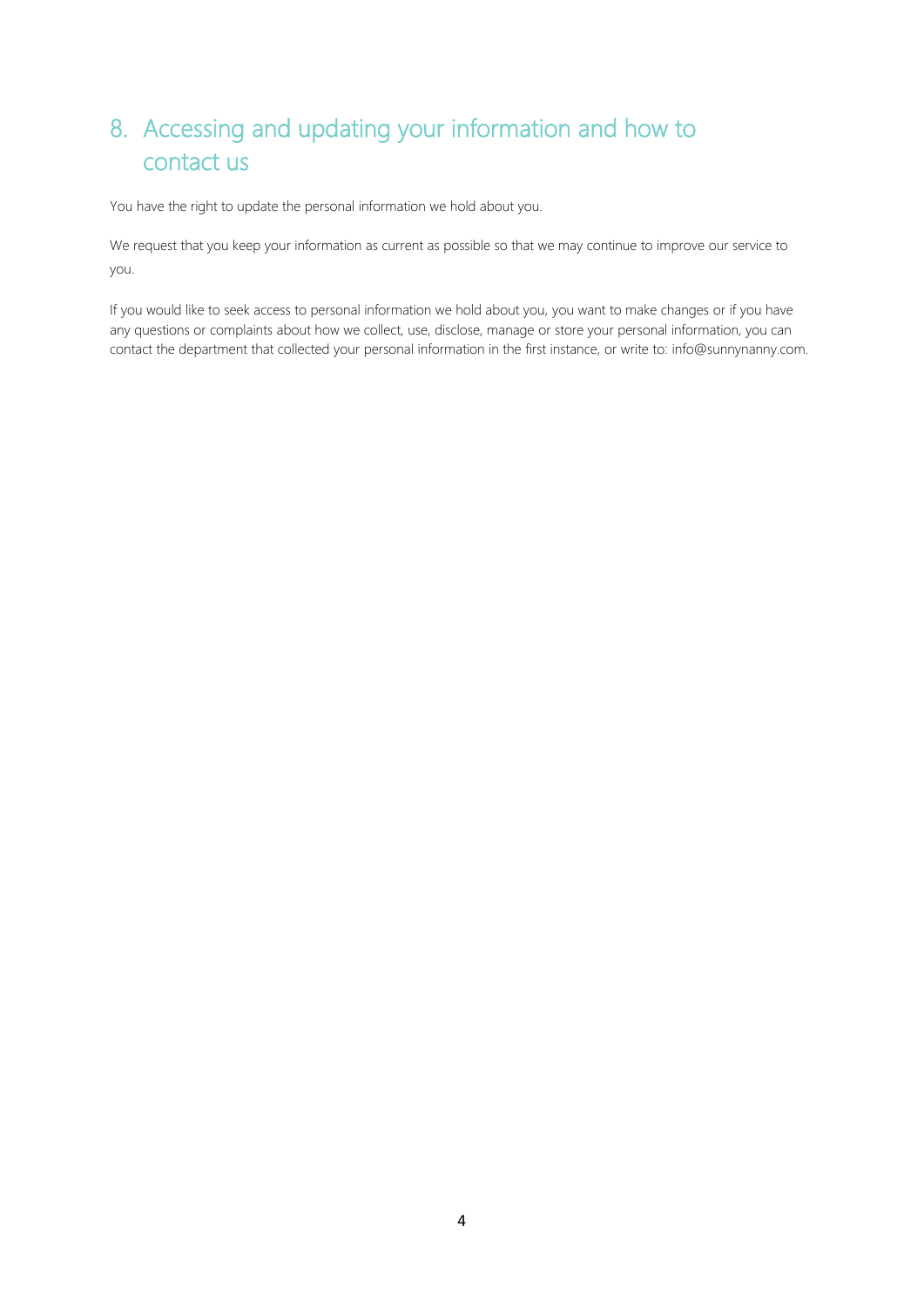## 8. Accessing and updating your information and how to contact us

You have the right to update the personal information we hold about you.

We request that you keep your information as current as possible so that we may continue to improve our service to you.

If you would like to seek access to personal information we hold about you, you want to make changes or if you have any questions or complaints about how we collect, use, disclose, manage or store your personal information, you can contact the department that collected your personal information in the first instance, or write to: info@sunnynanny.com.